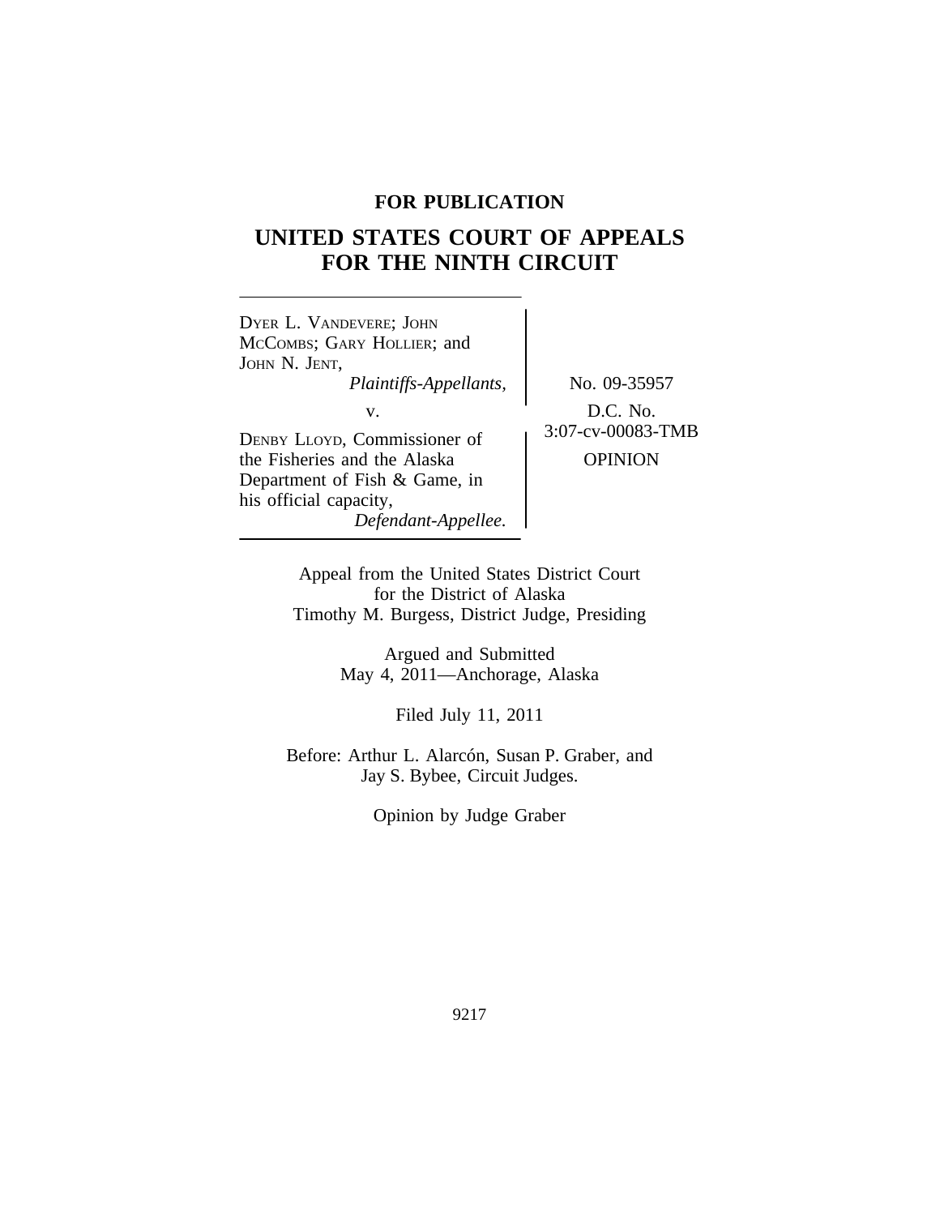**FOR PUBLICATION**

# UNITED STATES COURT OF APPEALS FOR THE NINTH CIRCUIT

DYER L. VANDEVERE; JOHN MCCOMBS; GARY HOLLIER; and JOHN N. JENT,
*Plaintiffs-Appellants,*

v.

DENBY LLOYD, Commissioner of the Fisheries and the Alaska Department of Fish & Game, in his official capacity,
*Defendant-Appellee.*

No. 09-35957

D.C. No. 3:07-cv-00083-TMB

OPINION

Appeal from the United States District Court for the District of Alaska
Timothy M. Burgess, District Judge, Presiding

Argued and Submitted
May 4, 2011—Anchorage, Alaska

Filed July 11, 2011

Before: Arthur L. Alarcón, Susan P. Graber, and Jay S. Bybee, Circuit Judges.

Opinion by Judge Graber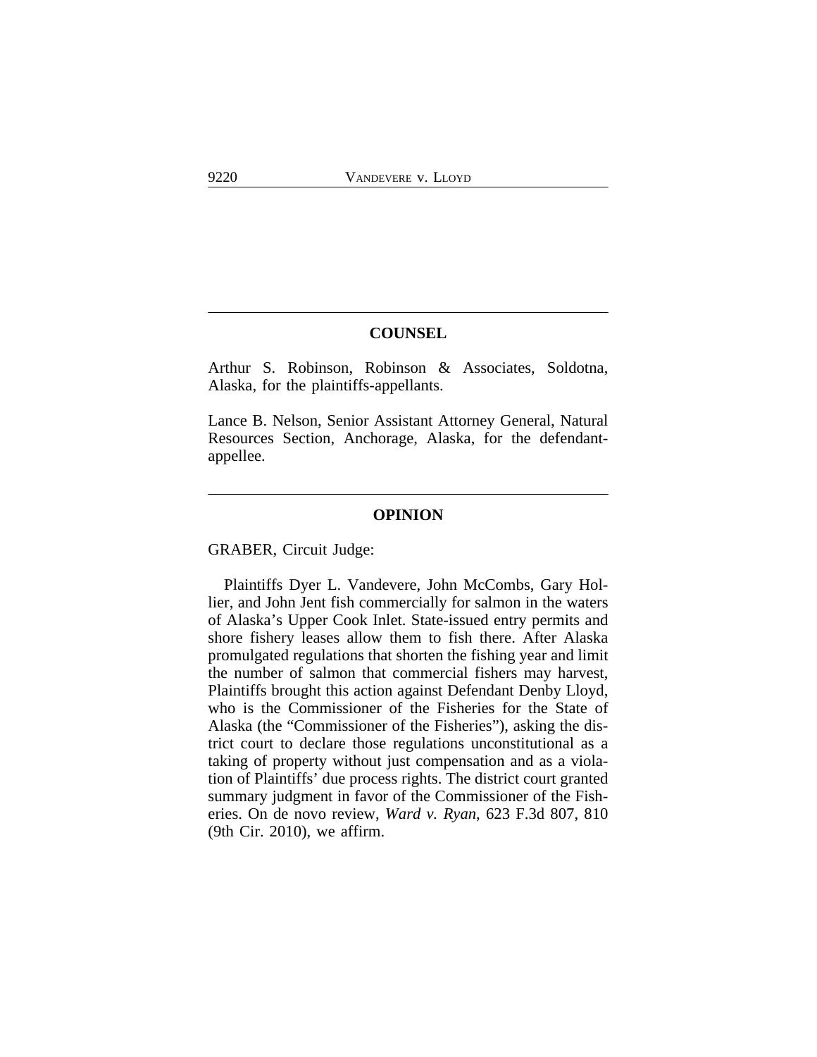## COUNSEL

Arthur S. Robinson, Robinson & Associates, Soldotna, Alaska, for the plaintiffs-appellants.

Lance B. Nelson, Senior Assistant Attorney General, Natural Resources Section, Anchorage, Alaska, for the defendant-appellee.

## OPINION

GRABER, Circuit Judge:

Plaintiffs Dyer L. Vandevere, John McCombs, Gary Hollier, and John Jent fish commercially for salmon in the waters of Alaska's Upper Cook Inlet. State-issued entry permits and shore fishery leases allow them to fish there. After Alaska promulgated regulations that shorten the fishing year and limit the number of salmon that commercial fishers may harvest, Plaintiffs brought this action against Defendant Denby Lloyd, who is the Commissioner of the Fisheries for the State of Alaska (the "Commissioner of the Fisheries"), asking the district court to declare those regulations unconstitutional as a taking of property without just compensation and as a violation of Plaintiffs' due process rights. The district court granted summary judgment in favor of the Commissioner of the Fisheries. On de novo review, *Ward v. Ryan*, 623 F.3d 807, 810 (9th Cir. 2010), we affirm.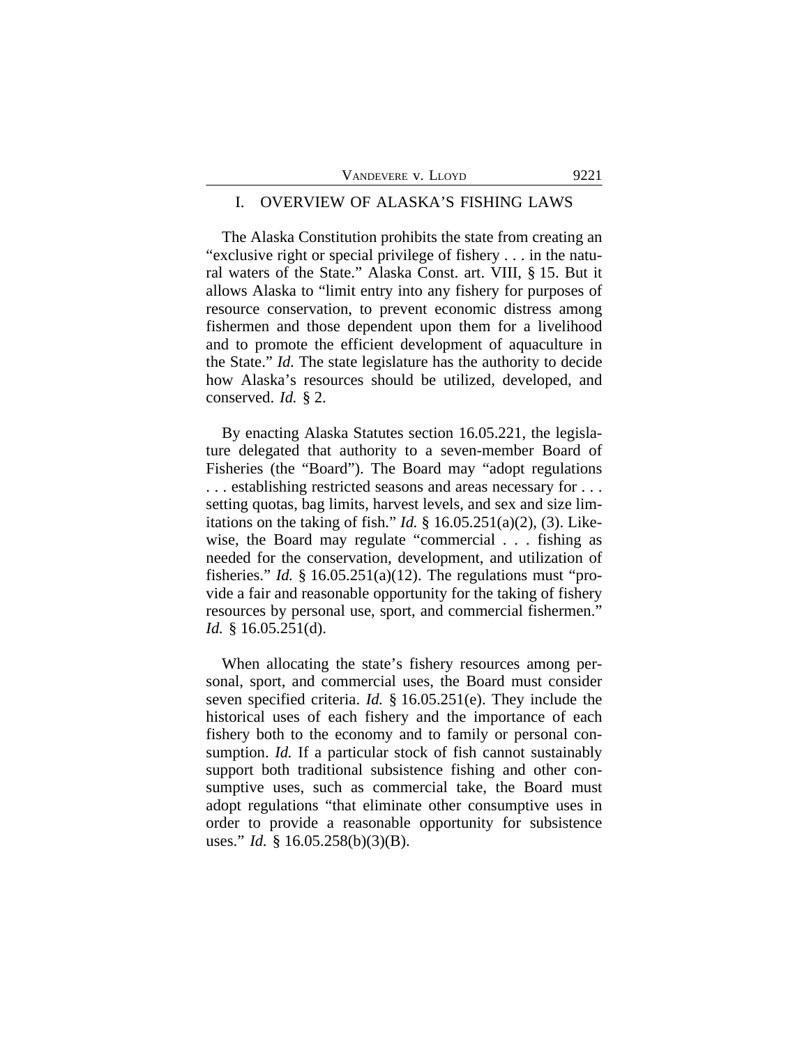## I. OVERVIEW OF ALASKA'S FISHING LAWS

The Alaska Constitution prohibits the state from creating an "exclusive right or special privilege of fishery . . . in the natural waters of the State." Alaska Const. art. VIII, § 15. But it allows Alaska to "limit entry into any fishery for purposes of resource conservation, to prevent economic distress among fishermen and those dependent upon them for a livelihood and to promote the efficient development of aquaculture in the State." *Id.* The state legislature has the authority to decide how Alaska's resources should be utilized, developed, and conserved. *Id.* § 2.

By enacting Alaska Statutes section 16.05.221, the legislature delegated that authority to a seven-member Board of Fisheries (the "Board"). The Board may "adopt regulations . . . establishing restricted seasons and areas necessary for . . . setting quotas, bag limits, harvest levels, and sex and size limitations on the taking of fish." *Id.* § 16.05.251(a)(2), (3). Likewise, the Board may regulate "commercial . . . fishing as needed for the conservation, development, and utilization of fisheries." *Id.* § 16.05.251(a)(12). The regulations must "provide a fair and reasonable opportunity for the taking of fishery resources by personal use, sport, and commercial fishermen." *Id.* § 16.05.251(d).

When allocating the state's fishery resources among personal, sport, and commercial uses, the Board must consider seven specified criteria. *Id.* § 16.05.251(e). They include the historical uses of each fishery and the importance of each fishery both to the economy and to family or personal consumption. *Id.* If a particular stock of fish cannot sustainably support both traditional subsistence fishing and other consumptive uses, such as commercial take, the Board must adopt regulations "that eliminate other consumptive uses in order to provide a reasonable opportunity for subsistence uses." *Id.* § 16.05.258(b)(3)(B).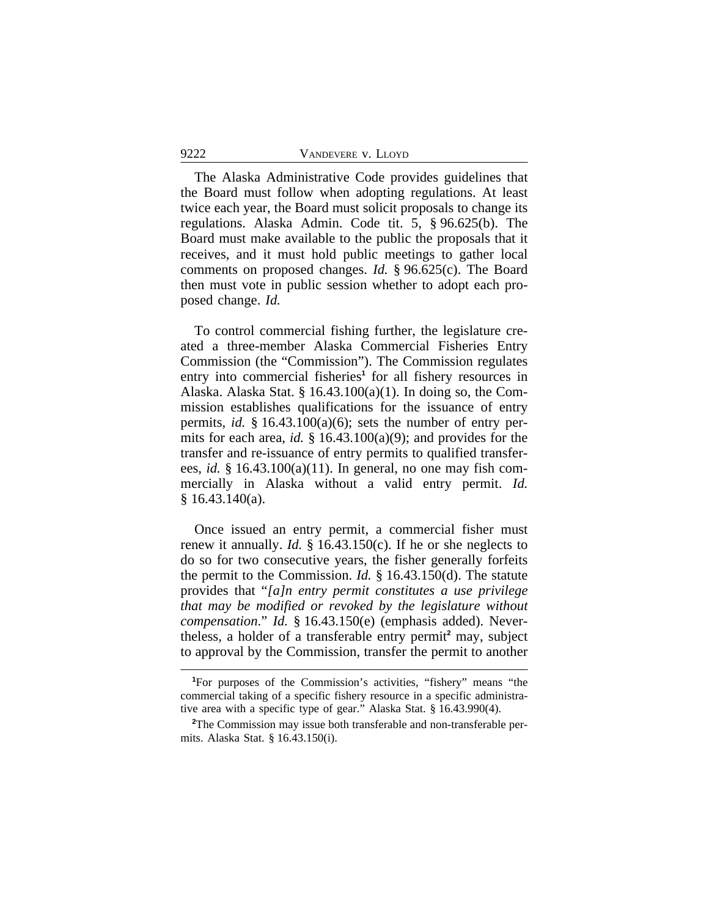The Alaska Administrative Code provides guidelines that the Board must follow when adopting regulations. At least twice each year, the Board must solicit proposals to change its regulations. Alaska Admin. Code tit. 5, § 96.625(b). The Board must make available to the public the proposals that it receives, and it must hold public meetings to gather local comments on proposed changes. *Id.* § 96.625(c). The Board then must vote in public session whether to adopt each proposed change. *Id.*

To control commercial fishing further, the legislature created a three-member Alaska Commercial Fisheries Entry Commission (the "Commission"). The Commission regulates entry into commercial fisheries[1] for all fishery resources in Alaska. Alaska Stat. § 16.43.100(a)(1). In doing so, the Commission establishes qualifications for the issuance of entry permits, *id.* § 16.43.100(a)(6); sets the number of entry permits for each area, *id.* § 16.43.100(a)(9); and provides for the transfer and re-issuance of entry permits to qualified transferees, *id.* § 16.43.100(a)(11). In general, no one may fish commercially in Alaska without a valid entry permit. *Id.* § 16.43.140(a).

Once issued an entry permit, a commercial fisher must renew it annually. *Id.* § 16.43.150(c). If he or she neglects to do so for two consecutive years, the fisher generally forfeits the permit to the Commission. *Id.* § 16.43.150(d). The statute provides that "*[a]n entry permit constitutes a use privilege that may be modified or revoked by the legislature without compensation*." *Id.* § 16.43.150(e) (emphasis added). Nevertheless, a holder of a transferable entry permit[2] may, subject to approval by the Commission, transfer the permit to another

---

[1]For purposes of the Commission's activities, "fishery" means "the commercial taking of a specific fishery resource in a specific administrative area with a specific type of gear." Alaska Stat. § 16.43.990(4).

[2]The Commission may issue both transferable and non-transferable permits. Alaska Stat. § 16.43.150(i).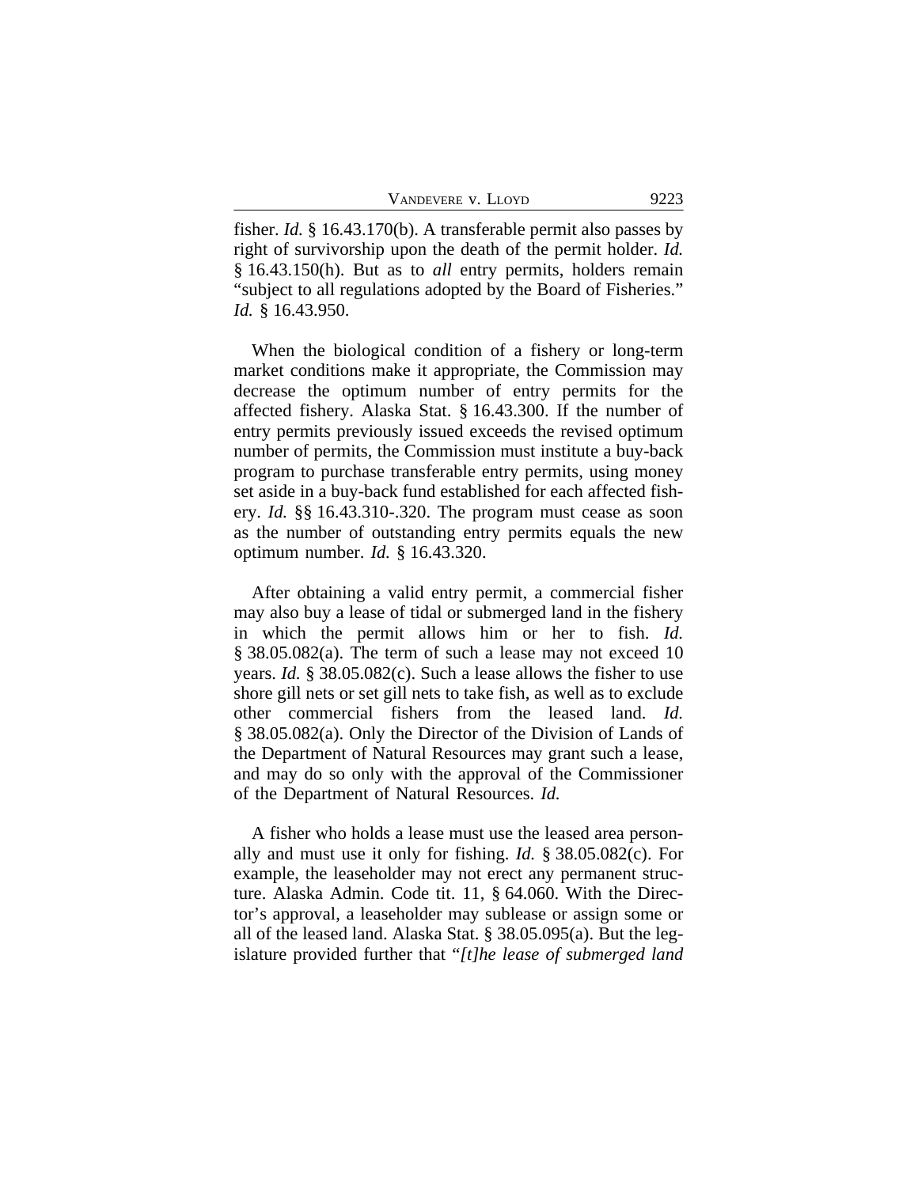fisher. *Id.* § 16.43.170(b). A transferable permit also passes by right of survivorship upon the death of the permit holder. *Id.* § 16.43.150(h). But as to *all* entry permits, holders remain "subject to all regulations adopted by the Board of Fisheries." *Id.* § 16.43.950.

When the biological condition of a fishery or long-term market conditions make it appropriate, the Commission may decrease the optimum number of entry permits for the affected fishery. Alaska Stat. § 16.43.300. If the number of entry permits previously issued exceeds the revised optimum number of permits, the Commission must institute a buy-back program to purchase transferable entry permits, using money set aside in a buy-back fund established for each affected fishery. *Id.* §§ 16.43.310-.320. The program must cease as soon as the number of outstanding entry permits equals the new optimum number. *Id.* § 16.43.320.

After obtaining a valid entry permit, a commercial fisher may also buy a lease of tidal or submerged land in the fishery in which the permit allows him or her to fish. *Id.* § 38.05.082(a). The term of such a lease may not exceed 10 years. *Id.* § 38.05.082(c). Such a lease allows the fisher to use shore gill nets or set gill nets to take fish, as well as to exclude other commercial fishers from the leased land. *Id.* § 38.05.082(a). Only the Director of the Division of Lands of the Department of Natural Resources may grant such a lease, and may do so only with the approval of the Commissioner of the Department of Natural Resources. *Id.*

A fisher who holds a lease must use the leased area personally and must use it only for fishing. *Id.* § 38.05.082(c). For example, the leaseholder may not erect any permanent structure. Alaska Admin. Code tit. 11, § 64.060. With the Director's approval, a leaseholder may sublease or assign some or all of the leased land. Alaska Stat. § 38.05.095(a). But the legislature provided further that "*[t]he lease of submerged land*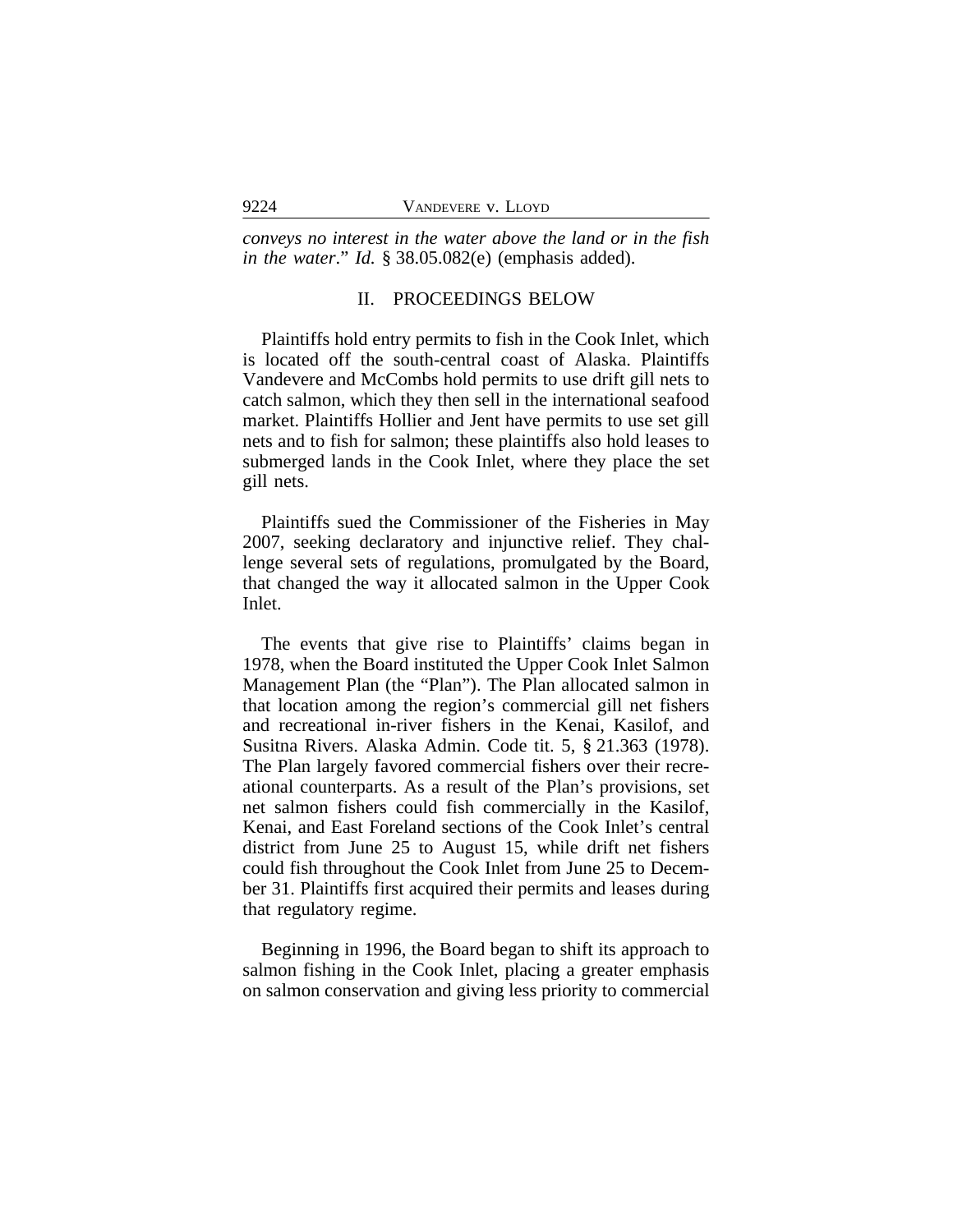*conveys no interest in the water above the land or in the fish in the water*." *Id.* § 38.05.082(e) (emphasis added).

## II. PROCEEDINGS BELOW

Plaintiffs hold entry permits to fish in the Cook Inlet, which is located off the south-central coast of Alaska. Plaintiffs Vandevere and McCombs hold permits to use drift gill nets to catch salmon, which they then sell in the international seafood market. Plaintiffs Hollier and Jent have permits to use set gill nets and to fish for salmon; these plaintiffs also hold leases to submerged lands in the Cook Inlet, where they place the set gill nets.

Plaintiffs sued the Commissioner of the Fisheries in May 2007, seeking declaratory and injunctive relief. They challenge several sets of regulations, promulgated by the Board, that changed the way it allocated salmon in the Upper Cook Inlet.

The events that give rise to Plaintiffs' claims began in 1978, when the Board instituted the Upper Cook Inlet Salmon Management Plan (the "Plan"). The Plan allocated salmon in that location among the region's commercial gill net fishers and recreational in-river fishers in the Kenai, Kasilof, and Susitna Rivers. Alaska Admin. Code tit. 5, § 21.363 (1978). The Plan largely favored commercial fishers over their recreational counterparts. As a result of the Plan's provisions, set net salmon fishers could fish commercially in the Kasilof, Kenai, and East Foreland sections of the Cook Inlet's central district from June 25 to August 15, while drift net fishers could fish throughout the Cook Inlet from June 25 to December 31. Plaintiffs first acquired their permits and leases during that regulatory regime.

Beginning in 1996, the Board began to shift its approach to salmon fishing in the Cook Inlet, placing a greater emphasis on salmon conservation and giving less priority to commercial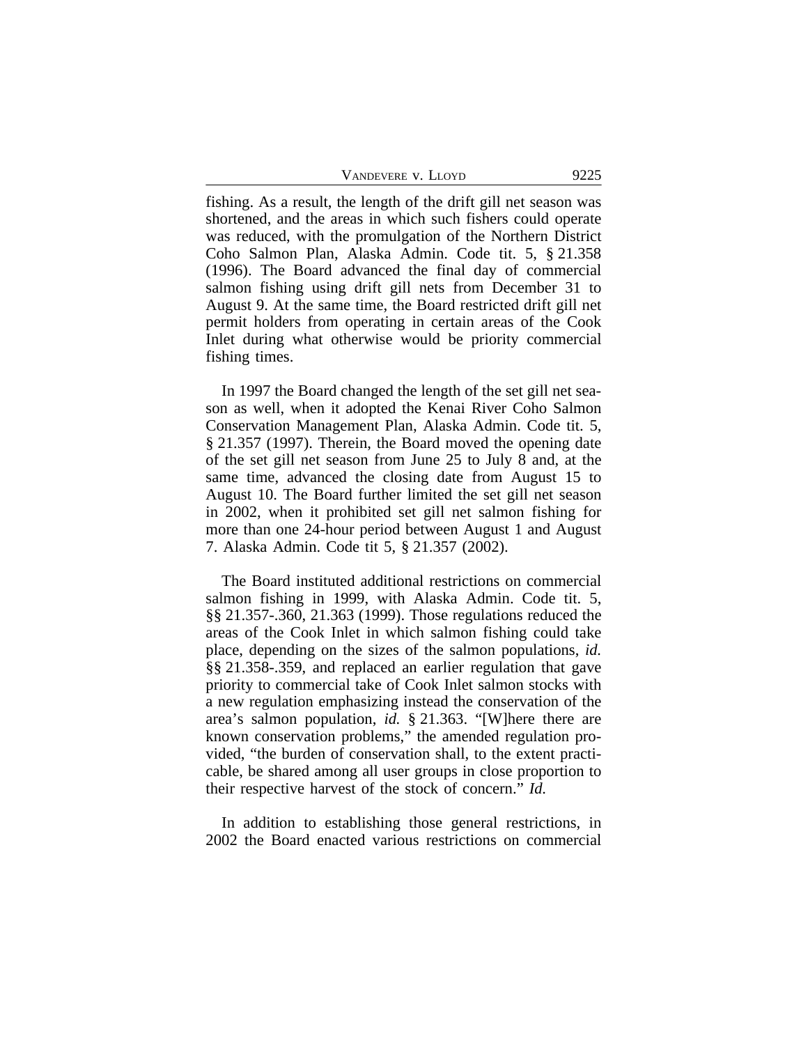fishing. As a result, the length of the drift gill net season was shortened, and the areas in which such fishers could operate was reduced, with the promulgation of the Northern District Coho Salmon Plan, Alaska Admin. Code tit. 5, § 21.358 (1996). The Board advanced the final day of commercial salmon fishing using drift gill nets from December 31 to August 9. At the same time, the Board restricted drift gill net permit holders from operating in certain areas of the Cook Inlet during what otherwise would be priority commercial fishing times.

In 1997 the Board changed the length of the set gill net season as well, when it adopted the Kenai River Coho Salmon Conservation Management Plan, Alaska Admin. Code tit. 5, § 21.357 (1997). Therein, the Board moved the opening date of the set gill net season from June 25 to July 8 and, at the same time, advanced the closing date from August 15 to August 10. The Board further limited the set gill net season in 2002, when it prohibited set gill net salmon fishing for more than one 24-hour period between August 1 and August 7. Alaska Admin. Code tit 5, § 21.357 (2002).

The Board instituted additional restrictions on commercial salmon fishing in 1999, with Alaska Admin. Code tit. 5, §§ 21.357-.360, 21.363 (1999). Those regulations reduced the areas of the Cook Inlet in which salmon fishing could take place, depending on the sizes of the salmon populations, *id.* §§ 21.358-.359, and replaced an earlier regulation that gave priority to commercial take of Cook Inlet salmon stocks with a new regulation emphasizing instead the conservation of the area's salmon population, *id.* § 21.363. "[W]here there are known conservation problems," the amended regulation provided, "the burden of conservation shall, to the extent practicable, be shared among all user groups in close proportion to their respective harvest of the stock of concern." *Id.*

In addition to establishing those general restrictions, in 2002 the Board enacted various restrictions on commercial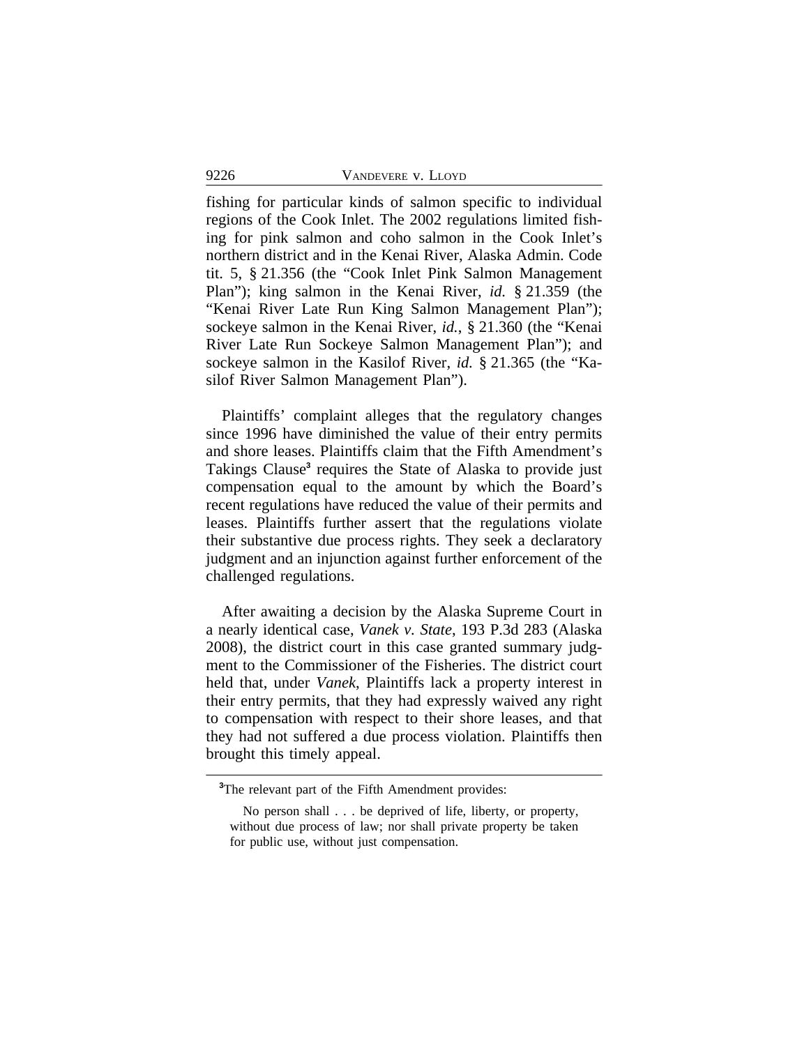fishing for particular kinds of salmon specific to individual regions of the Cook Inlet. The 2002 regulations limited fishing for pink salmon and coho salmon in the Cook Inlet's northern district and in the Kenai River, Alaska Admin. Code tit. 5, § 21.356 (the "Cook Inlet Pink Salmon Management Plan"); king salmon in the Kenai River, *id.* § 21.359 (the "Kenai River Late Run King Salmon Management Plan"); sockeye salmon in the Kenai River, *id.*, § 21.360 (the "Kenai River Late Run Sockeye Salmon Management Plan"); and sockeye salmon in the Kasilof River, *id.* § 21.365 (the "Kasilof River Salmon Management Plan").

Plaintiffs' complaint alleges that the regulatory changes since 1996 have diminished the value of their entry permits and shore leases. Plaintiffs claim that the Fifth Amendment's Takings Clause[3] requires the State of Alaska to provide just compensation equal to the amount by which the Board's recent regulations have reduced the value of their permits and leases. Plaintiffs further assert that the regulations violate their substantive due process rights. They seek a declaratory judgment and an injunction against further enforcement of the challenged regulations.

After awaiting a decision by the Alaska Supreme Court in a nearly identical case, *Vanek v. State*, 193 P.3d 283 (Alaska 2008), the district court in this case granted summary judgment to the Commissioner of the Fisheries. The district court held that, under *Vanek*, Plaintiffs lack a property interest in their entry permits, that they had expressly waived any right to compensation with respect to their shore leases, and that they had not suffered a due process violation. Plaintiffs then brought this timely appeal.

---

[3]The relevant part of the Fifth Amendment provides:

> No person shall . . . be deprived of life, liberty, or property, without due process of law; nor shall private property be taken for public use, without just compensation.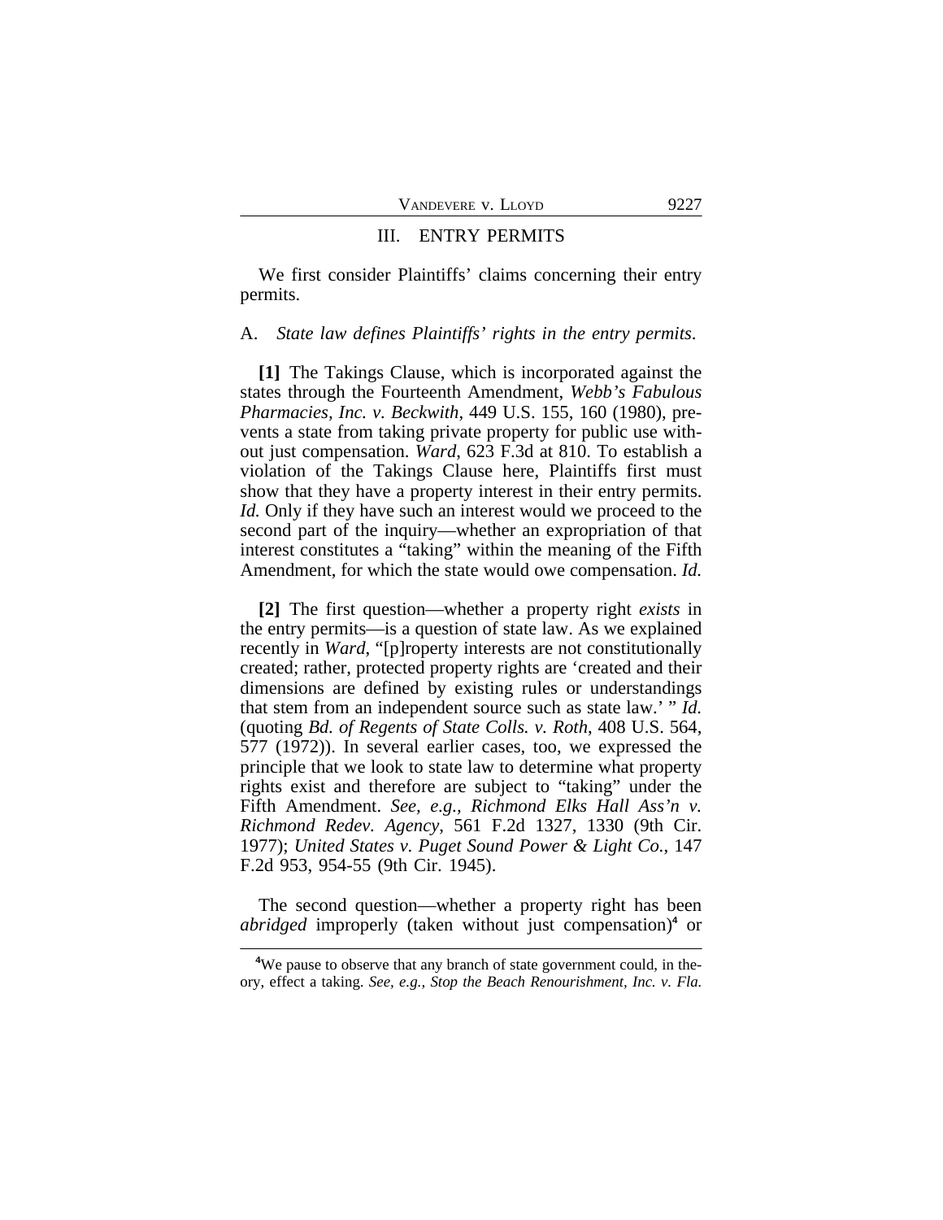## III. ENTRY PERMITS

We first consider Plaintiffs' claims concerning their entry permits.

### A. *State law defines Plaintiffs' rights in the entry permits.*

**[1]** The Takings Clause, which is incorporated against the states through the Fourteenth Amendment, *Webb's Fabulous Pharmacies, Inc. v. Beckwith*, 449 U.S. 155, 160 (1980), prevents a state from taking private property for public use without just compensation. *Ward*, 623 F.3d at 810. To establish a violation of the Takings Clause here, Plaintiffs first must show that they have a property interest in their entry permits. *Id.* Only if they have such an interest would we proceed to the second part of the inquiry—whether an expropriation of that interest constitutes a "taking" within the meaning of the Fifth Amendment, for which the state would owe compensation. *Id.*

**[2]** The first question—whether a property right *exists* in the entry permits—is a question of state law. As we explained recently in *Ward*, "[p]roperty interests are not constitutionally created; rather, protected property rights are 'created and their dimensions are defined by existing rules or understandings that stem from an independent source such as state law.' " *Id.* (quoting *Bd. of Regents of State Colls. v. Roth*, 408 U.S. 564, 577 (1972)). In several earlier cases, too, we expressed the principle that we look to state law to determine what property rights exist and therefore are subject to "taking" under the Fifth Amendment. *See, e.g., Richmond Elks Hall Ass'n v. Richmond Redev. Agency*, 561 F.2d 1327, 1330 (9th Cir. 1977); *United States v. Puget Sound Power & Light Co.*, 147 F.2d 953, 954-55 (9th Cir. 1945).

The second question—whether a property right has been *abridged* improperly (taken without just compensation)[4] or

---

[4]We pause to observe that any branch of state government could, in theory, effect a taking. *See, e.g., Stop the Beach Renourishment, Inc. v. Fla.*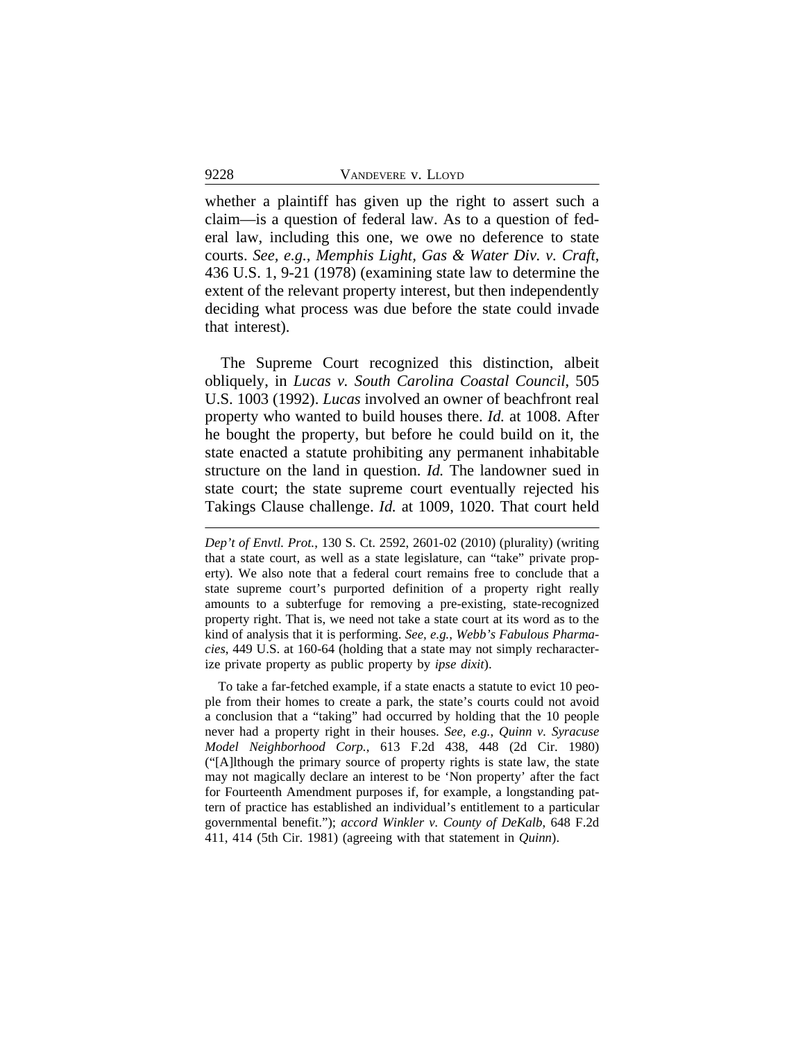whether a plaintiff has given up the right to assert such a claim—is a question of federal law. As to a question of federal law, including this one, we owe no deference to state courts. *See, e.g.*, *Memphis Light, Gas & Water Div. v. Craft*, 436 U.S. 1, 9-21 (1978) (examining state law to determine the extent of the relevant property interest, but then independently deciding what process was due before the state could invade that interest).

The Supreme Court recognized this distinction, albeit obliquely, in *Lucas v. South Carolina Coastal Council*, 505 U.S. 1003 (1992). *Lucas* involved an owner of beachfront real property who wanted to build houses there. *Id.* at 1008. After he bought the property, but before he could build on it, the state enacted a statute prohibiting any permanent inhabitable structure on the land in question. *Id.* The landowner sued in state court; the state supreme court eventually rejected his Takings Clause challenge. *Id.* at 1009, 1020. That court held

---

*Dep't of Envtl. Prot.*, 130 S. Ct. 2592, 2601-02 (2010) (plurality) (writing that a state court, as well as a state legislature, can "take" private property). We also note that a federal court remains free to conclude that a state supreme court's purported definition of a property right really amounts to a subterfuge for removing a pre-existing, state-recognized property right. That is, we need not take a state court at its word as to the kind of analysis that it is performing. *See, e.g.*, *Webb's Fabulous Pharmacies*, 449 U.S. at 160-64 (holding that a state may not simply recharacterize private property as public property by *ipse dixit*).

To take a far-fetched example, if a state enacts a statute to evict 10 people from their homes to create a park, the state's courts could not avoid a conclusion that a "taking" had occurred by holding that the 10 people never had a property right in their houses. *See, e.g.*, *Quinn v. Syracuse Model Neighborhood Corp.*, 613 F.2d 438, 448 (2d Cir. 1980) ("[A]lthough the primary source of property rights is state law, the state may not magically declare an interest to be 'Non property' after the fact for Fourteenth Amendment purposes if, for example, a longstanding pattern of practice has established an individual's entitlement to a particular governmental benefit."); *accord Winkler v. County of DeKalb*, 648 F.2d 411, 414 (5th Cir. 1981) (agreeing with that statement in *Quinn*).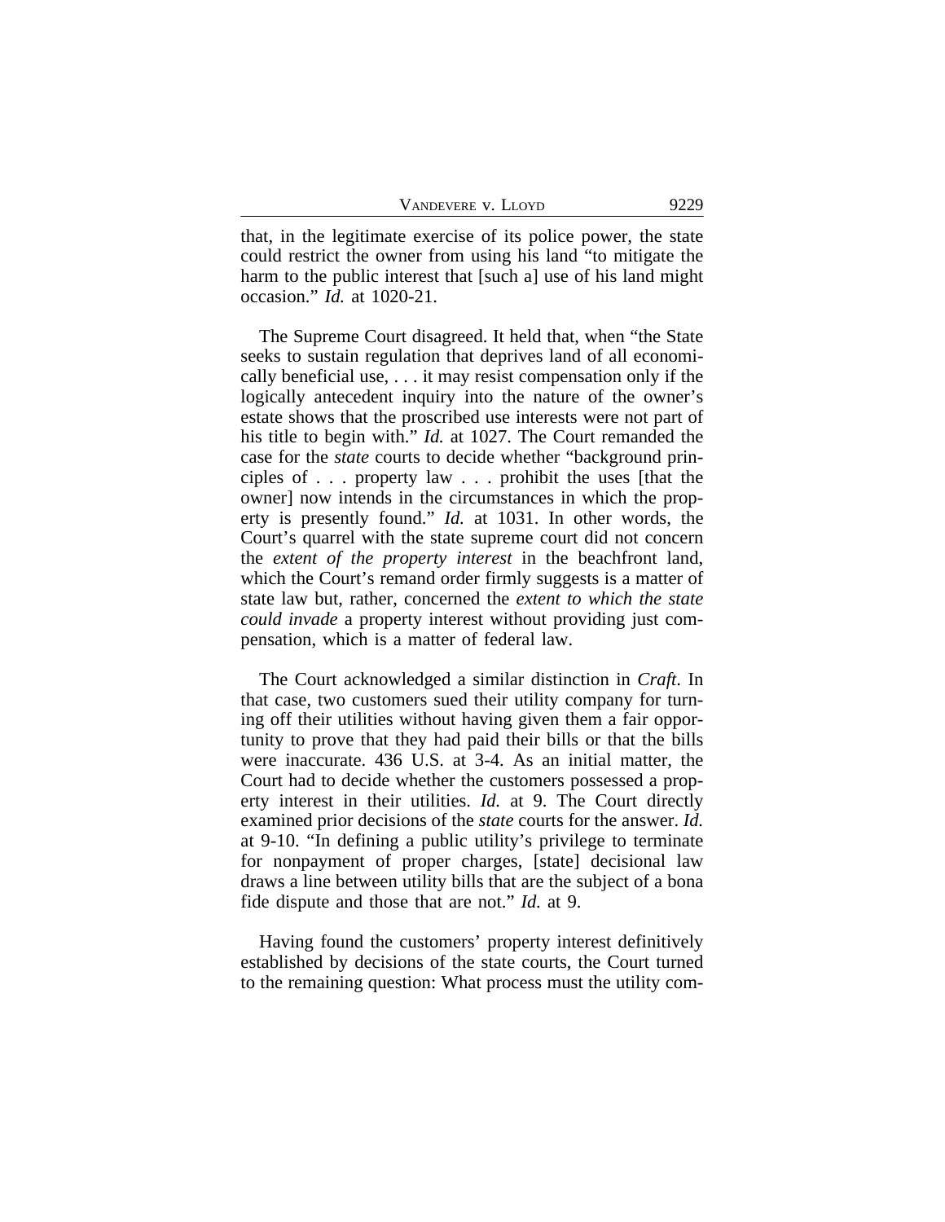that, in the legitimate exercise of its police power, the state could restrict the owner from using his land "to mitigate the harm to the public interest that [such a] use of his land might occasion." *Id.* at 1020-21.

The Supreme Court disagreed. It held that, when "the State seeks to sustain regulation that deprives land of all economically beneficial use, . . . it may resist compensation only if the logically antecedent inquiry into the nature of the owner's estate shows that the proscribed use interests were not part of his title to begin with." *Id.* at 1027. The Court remanded the case for the *state* courts to decide whether "background principles of . . . property law . . . prohibit the uses [that the owner] now intends in the circumstances in which the property is presently found." *Id.* at 1031. In other words, the Court's quarrel with the state supreme court did not concern the *extent of the property interest* in the beachfront land, which the Court's remand order firmly suggests is a matter of state law but, rather, concerned the *extent to which the state could invade* a property interest without providing just compensation, which is a matter of federal law.

The Court acknowledged a similar distinction in *Craft*. In that case, two customers sued their utility company for turning off their utilities without having given them a fair opportunity to prove that they had paid their bills or that the bills were inaccurate. 436 U.S. at 3-4. As an initial matter, the Court had to decide whether the customers possessed a property interest in their utilities. *Id.* at 9. The Court directly examined prior decisions of the *state* courts for the answer. *Id.* at 9-10. "In defining a public utility's privilege to terminate for nonpayment of proper charges, [state] decisional law draws a line between utility bills that are the subject of a bona fide dispute and those that are not." *Id.* at 9.

Having found the customers' property interest definitively established by decisions of the state courts, the Court turned to the remaining question: What process must the utility com-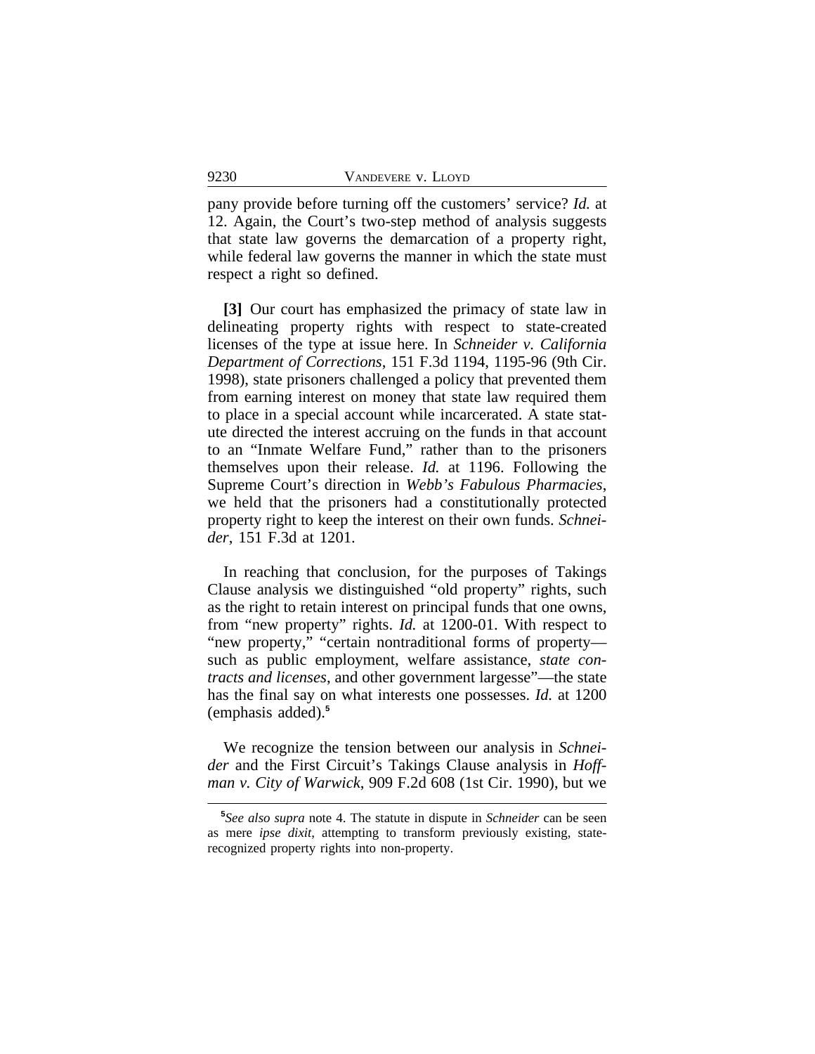pany provide before turning off the customers' service? *Id.* at 12. Again, the Court's two-step method of analysis suggests that state law governs the demarcation of a property right, while federal law governs the manner in which the state must respect a right so defined.

**[3]** Our court has emphasized the primacy of state law in delineating property rights with respect to state-created licenses of the type at issue here. In *Schneider v. California Department of Corrections*, 151 F.3d 1194, 1195-96 (9th Cir. 1998), state prisoners challenged a policy that prevented them from earning interest on money that state law required them to place in a special account while incarcerated. A state statute directed the interest accruing on the funds in that account to an "Inmate Welfare Fund," rather than to the prisoners themselves upon their release. *Id.* at 1196. Following the Supreme Court's direction in *Webb's Fabulous Pharmacies*, we held that the prisoners had a constitutionally protected property right to keep the interest on their own funds. *Schneider*, 151 F.3d at 1201.

In reaching that conclusion, for the purposes of Takings Clause analysis we distinguished "old property" rights, such as the right to retain interest on principal funds that one owns, from "new property" rights. *Id.* at 1200-01. With respect to "new property," "certain nontraditional forms of property—such as public employment, welfare assistance, *state contracts and licenses*, and other government largesse"—the state has the final say on what interests one possesses. *Id.* at 1200 (emphasis added).[5]

We recognize the tension between our analysis in *Schneider* and the First Circuit's Takings Clause analysis in *Hoffman v. City of Warwick*, 909 F.2d 608 (1st Cir. 1990), but we

---

[5]*See also supra* note 4. The statute in dispute in *Schneider* can be seen as mere *ipse dixit*, attempting to transform previously existing, state-recognized property rights into non-property.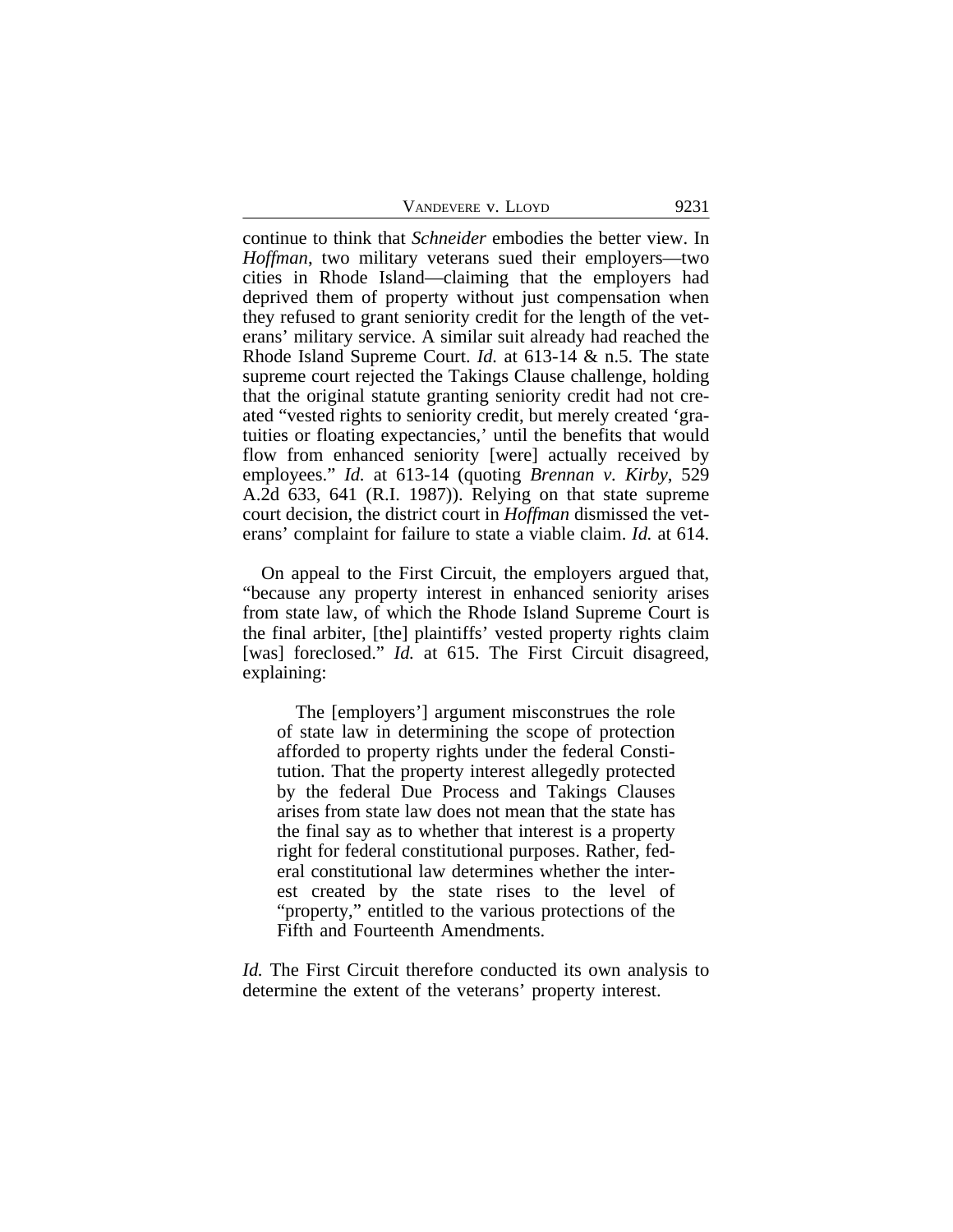continue to think that *Schneider* embodies the better view. In *Hoffman*, two military veterans sued their employers—two cities in Rhode Island—claiming that the employers had deprived them of property without just compensation when they refused to grant seniority credit for the length of the veterans' military service. A similar suit already had reached the Rhode Island Supreme Court. *Id.* at 613-14 & n.5. The state supreme court rejected the Takings Clause challenge, holding that the original statute granting seniority credit had not created "vested rights to seniority credit, but merely created 'gratuities or floating expectancies,' until the benefits that would flow from enhanced seniority [were] actually received by employees." *Id.* at 613-14 (quoting *Brennan v. Kirby*, 529 A.2d 633, 641 (R.I. 1987)). Relying on that state supreme court decision, the district court in *Hoffman* dismissed the veterans' complaint for failure to state a viable claim. *Id.* at 614.

On appeal to the First Circuit, the employers argued that, "because any property interest in enhanced seniority arises from state law, of which the Rhode Island Supreme Court is the final arbiter, [the] plaintiffs' vested property rights claim [was] foreclosed." *Id.* at 615. The First Circuit disagreed, explaining:

> The [employers'] argument misconstrues the role of state law in determining the scope of protection afforded to property rights under the federal Constitution. That the property interest allegedly protected by the federal Due Process and Takings Clauses arises from state law does not mean that the state has the final say as to whether that interest is a property right for federal constitutional purposes. Rather, federal constitutional law determines whether the interest created by the state rises to the level of "property," entitled to the various protections of the Fifth and Fourteenth Amendments.

*Id.* The First Circuit therefore conducted its own analysis to determine the extent of the veterans' property interest.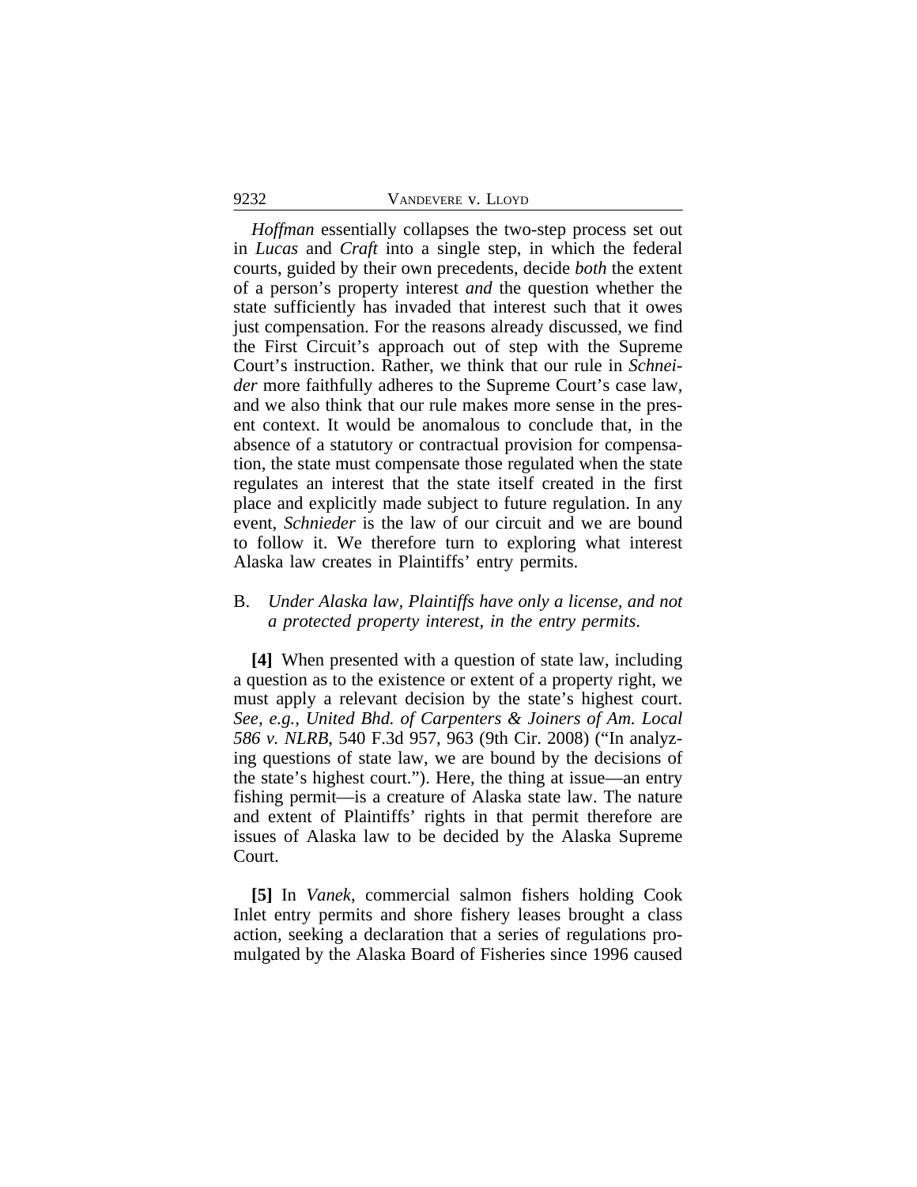*Hoffman* essentially collapses the two-step process set out in *Lucas* and *Craft* into a single step, in which the federal courts, guided by their own precedents, decide *both* the extent of a person's property interest *and* the question whether the state sufficiently has invaded that interest such that it owes just compensation. For the reasons already discussed, we find the First Circuit's approach out of step with the Supreme Court's instruction. Rather, we think that our rule in *Schneider* more faithfully adheres to the Supreme Court's case law, and we also think that our rule makes more sense in the present context. It would be anomalous to conclude that, in the absence of a statutory or contractual provision for compensation, the state must compensate those regulated when the state regulates an interest that the state itself created in the first place and explicitly made subject to future regulation. In any event, *Schnieder* is the law of our circuit and we are bound to follow it. We therefore turn to exploring what interest Alaska law creates in Plaintiffs' entry permits.

B. *Under Alaska law, Plaintiffs have only a license, and not a protected property interest, in the entry permits.*

**[4]** When presented with a question of state law, including a question as to the existence or extent of a property right, we must apply a relevant decision by the state's highest court. *See, e.g.*, *United Bhd. of Carpenters & Joiners of Am. Local 586 v. NLRB*, 540 F.3d 957, 963 (9th Cir. 2008) ("In analyzing questions of state law, we are bound by the decisions of the state's highest court."). Here, the thing at issue—an entry fishing permit—is a creature of Alaska state law. The nature and extent of Plaintiffs' rights in that permit therefore are issues of Alaska law to be decided by the Alaska Supreme Court.

**[5]** In *Vanek*, commercial salmon fishers holding Cook Inlet entry permits and shore fishery leases brought a class action, seeking a declaration that a series of regulations promulgated by the Alaska Board of Fisheries since 1996 caused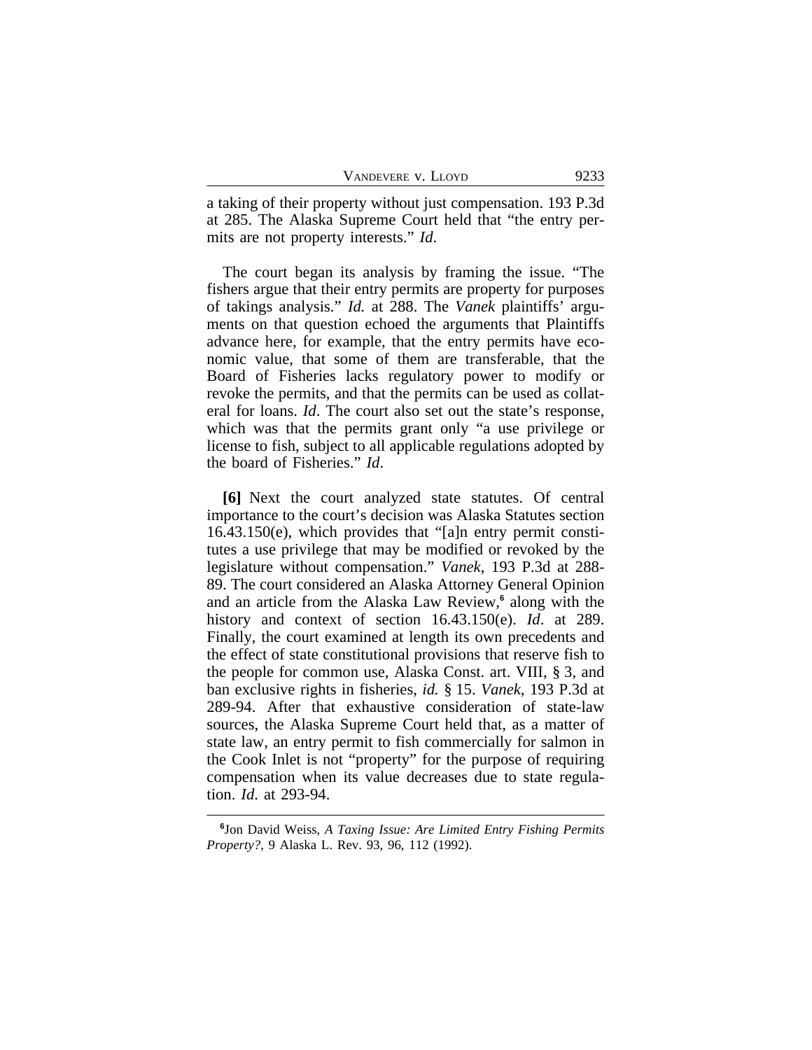a taking of their property without just compensation. 193 P.3d at 285. The Alaska Supreme Court held that "the entry permits are not property interests." *Id*.

The court began its analysis by framing the issue. "The fishers argue that their entry permits are property for purposes of takings analysis." *Id.* at 288. The *Vanek* plaintiffs' arguments on that question echoed the arguments that Plaintiffs advance here, for example, that the entry permits have economic value, that some of them are transferable, that the Board of Fisheries lacks regulatory power to modify or revoke the permits, and that the permits can be used as collateral for loans. *Id*. The court also set out the state's response, which was that the permits grant only "a use privilege or license to fish, subject to all applicable regulations adopted by the board of Fisheries." *Id*.

**[6]** Next the court analyzed state statutes. Of central importance to the court's decision was Alaska Statutes section 16.43.150(e), which provides that "[a]n entry permit constitutes a use privilege that may be modified or revoked by the legislature without compensation." *Vanek*, 193 P.3d at 288-89. The court considered an Alaska Attorney General Opinion and an article from the Alaska Law Review,[6] along with the history and context of section 16.43.150(e). *Id*. at 289. Finally, the court examined at length its own precedents and the effect of state constitutional provisions that reserve fish to the people for common use, Alaska Const. art. VIII, § 3, and ban exclusive rights in fisheries, *id.* § 15. *Vanek*, 193 P.3d at 289-94. After that exhaustive consideration of state-law sources, the Alaska Supreme Court held that, as a matter of state law, an entry permit to fish commercially for salmon in the Cook Inlet is not "property" for the purpose of requiring compensation when its value decreases due to state regulation. *Id.* at 293-94.

---

[6]Jon David Weiss, *A Taxing Issue: Are Limited Entry Fishing Permits Property?*, 9 Alaska L. Rev. 93, 96, 112 (1992).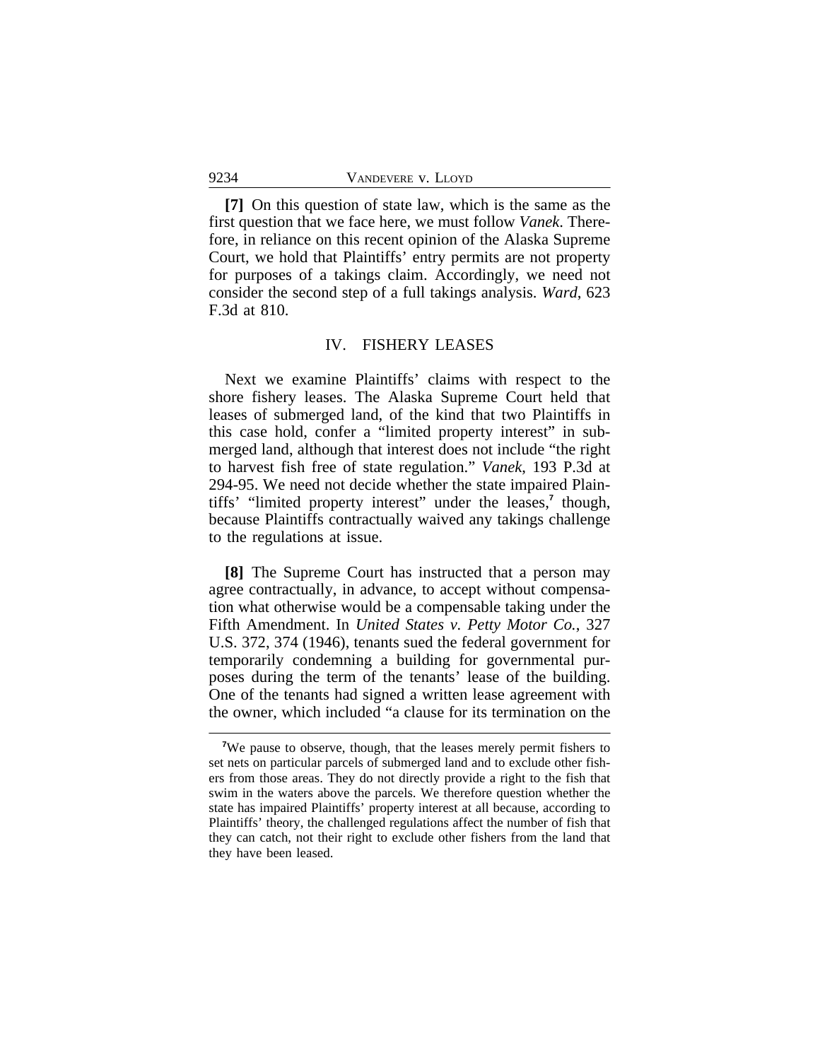**[7]** On this question of state law, which is the same as the first question that we face here, we must follow *Vanek*. Therefore, in reliance on this recent opinion of the Alaska Supreme Court, we hold that Plaintiffs' entry permits are not property for purposes of a takings claim. Accordingly, we need not consider the second step of a full takings analysis. *Ward*, 623 F.3d at 810.

## IV. FISHERY LEASES

Next we examine Plaintiffs' claims with respect to the shore fishery leases. The Alaska Supreme Court held that leases of submerged land, of the kind that two Plaintiffs in this case hold, confer a "limited property interest" in submerged land, although that interest does not include "the right to harvest fish free of state regulation." *Vanek*, 193 P.3d at 294-95. We need not decide whether the state impaired Plaintiffs' "limited property interest" under the leases,[7] though, because Plaintiffs contractually waived any takings challenge to the regulations at issue.

**[8]** The Supreme Court has instructed that a person may agree contractually, in advance, to accept without compensation what otherwise would be a compensable taking under the Fifth Amendment. In *United States v. Petty Motor Co.*, 327 U.S. 372, 374 (1946), tenants sued the federal government for temporarily condemning a building for governmental purposes during the term of the tenants' lease of the building. One of the tenants had signed a written lease agreement with the owner, which included "a clause for its termination on the

---

[7] We pause to observe, though, that the leases merely permit fishers to set nets on particular parcels of submerged land and to exclude other fishers from those areas. They do not directly provide a right to the fish that swim in the waters above the parcels. We therefore question whether the state has impaired Plaintiffs' property interest at all because, according to Plaintiffs' theory, the challenged regulations affect the number of fish that they can catch, not their right to exclude other fishers from the land that they have been leased.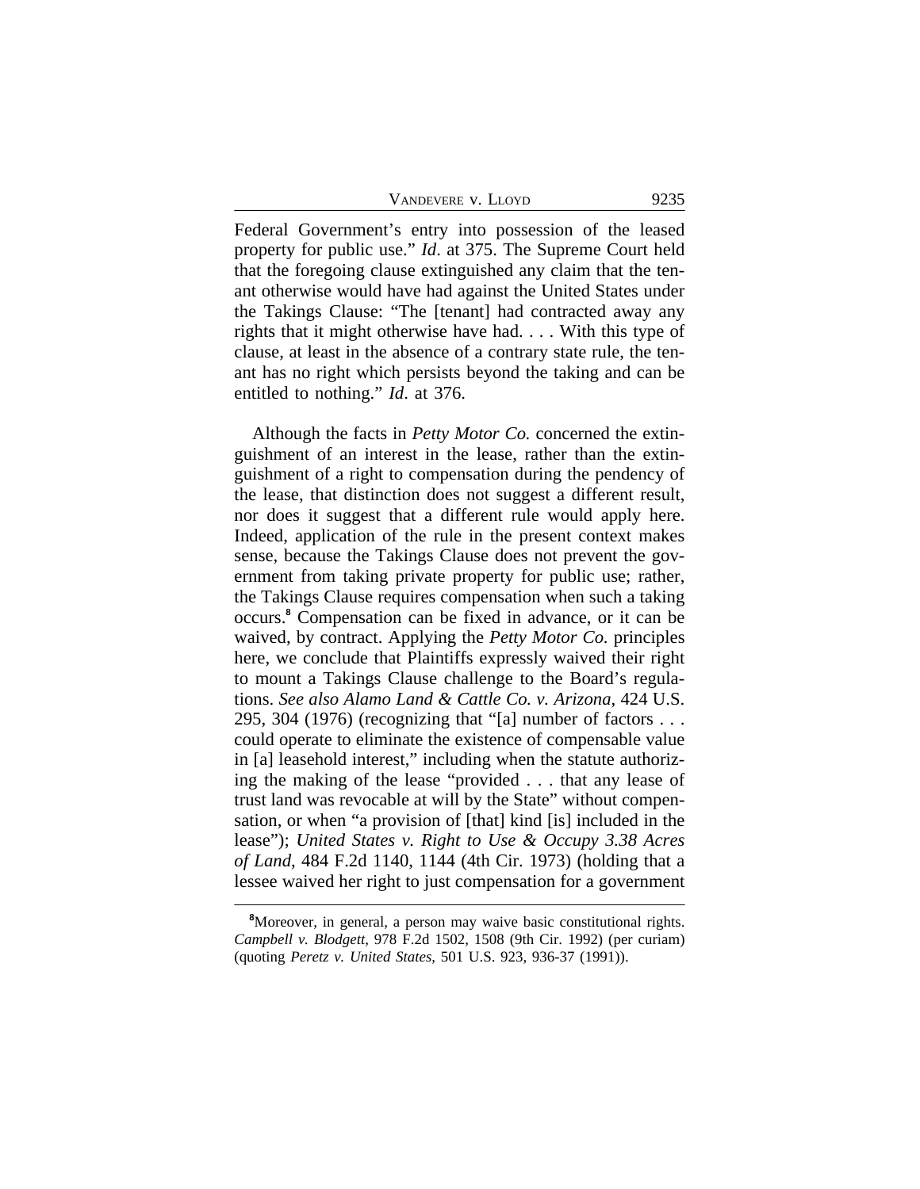Federal Government's entry into possession of the leased property for public use." *Id*. at 375. The Supreme Court held that the foregoing clause extinguished any claim that the tenant otherwise would have had against the United States under the Takings Clause: "The [tenant] had contracted away any rights that it might otherwise have had. . . . With this type of clause, at least in the absence of a contrary state rule, the tenant has no right which persists beyond the taking and can be entitled to nothing." *Id*. at 376.

Although the facts in *Petty Motor Co.* concerned the extinguishment of an interest in the lease, rather than the extinguishment of a right to compensation during the pendency of the lease, that distinction does not suggest a different result, nor does it suggest that a different rule would apply here. Indeed, application of the rule in the present context makes sense, because the Takings Clause does not prevent the government from taking private property for public use; rather, the Takings Clause requires compensation when such a taking occurs.[8] Compensation can be fixed in advance, or it can be waived, by contract. Applying the *Petty Motor Co.* principles here, we conclude that Plaintiffs expressly waived their right to mount a Takings Clause challenge to the Board's regulations. *See also Alamo Land & Cattle Co. v. Arizona*, 424 U.S. 295, 304 (1976) (recognizing that "[a] number of factors . . . could operate to eliminate the existence of compensable value in [a] leasehold interest," including when the statute authorizing the making of the lease "provided . . . that any lease of trust land was revocable at will by the State" without compensation, or when "a provision of [that] kind [is] included in the lease"); *United States v. Right to Use & Occupy 3.38 Acres of Land*, 484 F.2d 1140, 1144 (4th Cir. 1973) (holding that a lessee waived her right to just compensation for a government

[8]Moreover, in general, a person may waive basic constitutional rights. *Campbell v. Blodgett*, 978 F.2d 1502, 1508 (9th Cir. 1992) (per curiam) (quoting *Peretz v. United States*, 501 U.S. 923, 936-37 (1991)).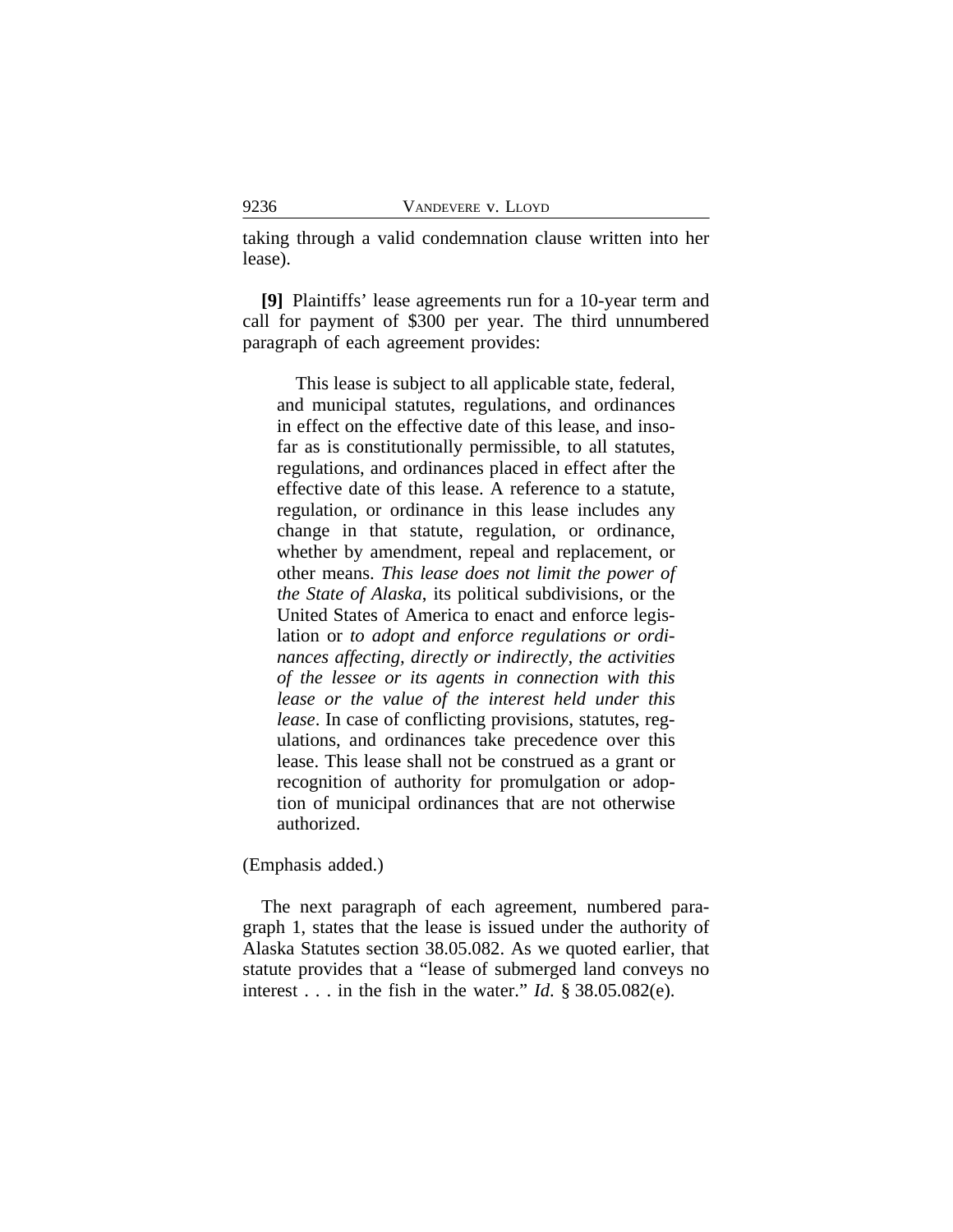taking through a valid condemnation clause written into her lease).

**[9]** Plaintiffs' lease agreements run for a 10-year term and call for payment of $300 per year. The third unnumbered paragraph of each agreement provides:

> This lease is subject to all applicable state, federal, and municipal statutes, regulations, and ordinances in effect on the effective date of this lease, and insofar as is constitutionally permissible, to all statutes, regulations, and ordinances placed in effect after the effective date of this lease. A reference to a statute, regulation, or ordinance in this lease includes any change in that statute, regulation, or ordinance, whether by amendment, repeal and replacement, or other means. *This lease does not limit the power of the State of Alaska*, its political subdivisions, or the United States of America to enact and enforce legislation or *to adopt and enforce regulations or ordinances affecting, directly or indirectly, the activities of the lessee or its agents in connection with this lease or the value of the interest held under this lease*. In case of conflicting provisions, statutes, regulations, and ordinances take precedence over this lease. This lease shall not be construed as a grant or recognition of authority for promulgation or adoption of municipal ordinances that are not otherwise authorized.

(Emphasis added.)

The next paragraph of each agreement, numbered paragraph 1, states that the lease is issued under the authority of Alaska Statutes section 38.05.082. As we quoted earlier, that statute provides that a "lease of submerged land conveys no interest . . . in the fish in the water." *Id.* § 38.05.082(e).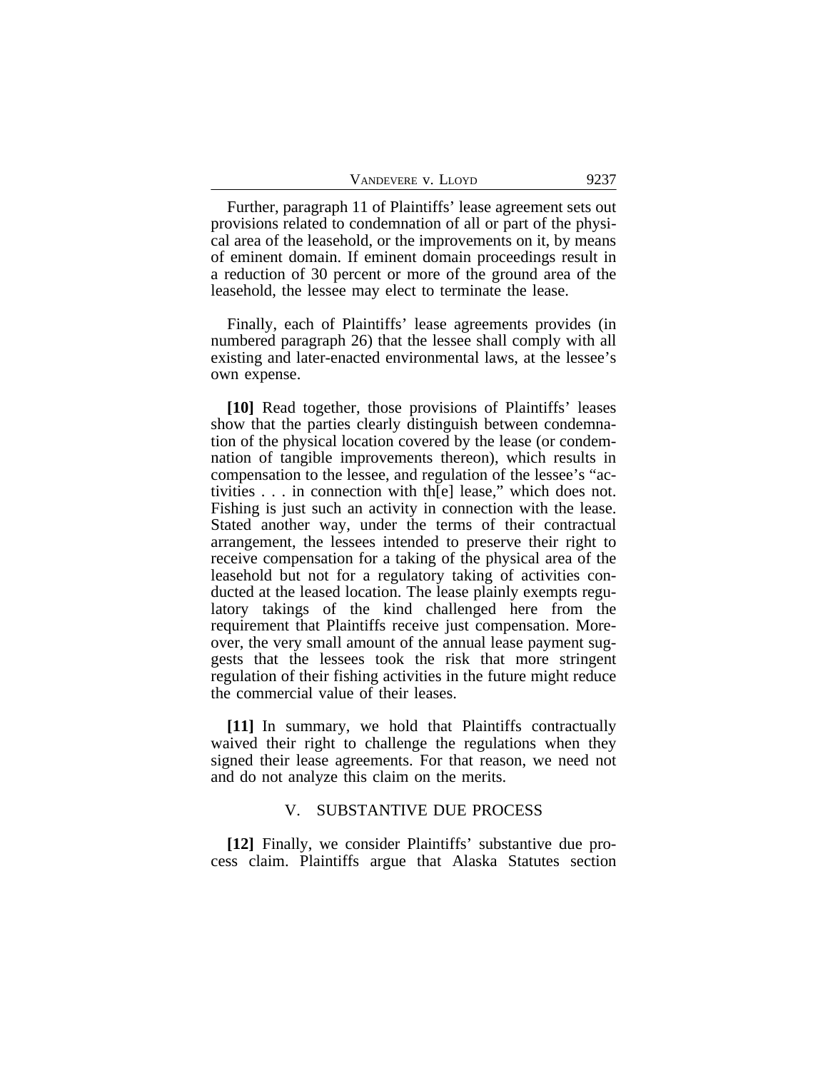Further, paragraph 11 of Plaintiffs' lease agreement sets out provisions related to condemnation of all or part of the physical area of the leasehold, or the improvements on it, by means of eminent domain. If eminent domain proceedings result in a reduction of 30 percent or more of the ground area of the leasehold, the lessee may elect to terminate the lease.

Finally, each of Plaintiffs' lease agreements provides (in numbered paragraph 26) that the lessee shall comply with all existing and later-enacted environmental laws, at the lessee's own expense.

**[10]** Read together, those provisions of Plaintiffs' leases show that the parties clearly distinguish between condemnation of the physical location covered by the lease (or condemnation of tangible improvements thereon), which results in compensation to the lessee, and regulation of the lessee's "activities . . . in connection with th[e] lease," which does not. Fishing is just such an activity in connection with the lease. Stated another way, under the terms of their contractual arrangement, the lessees intended to preserve their right to receive compensation for a taking of the physical area of the leasehold but not for a regulatory taking of activities conducted at the leased location. The lease plainly exempts regulatory takings of the kind challenged here from the requirement that Plaintiffs receive just compensation. Moreover, the very small amount of the annual lease payment suggests that the lessees took the risk that more stringent regulation of their fishing activities in the future might reduce the commercial value of their leases.

**[11]** In summary, we hold that Plaintiffs contractually waived their right to challenge the regulations when they signed their lease agreements. For that reason, we need not and do not analyze this claim on the merits.

## V. SUBSTANTIVE DUE PROCESS

**[12]** Finally, we consider Plaintiffs' substantive due process claim. Plaintiffs argue that Alaska Statutes section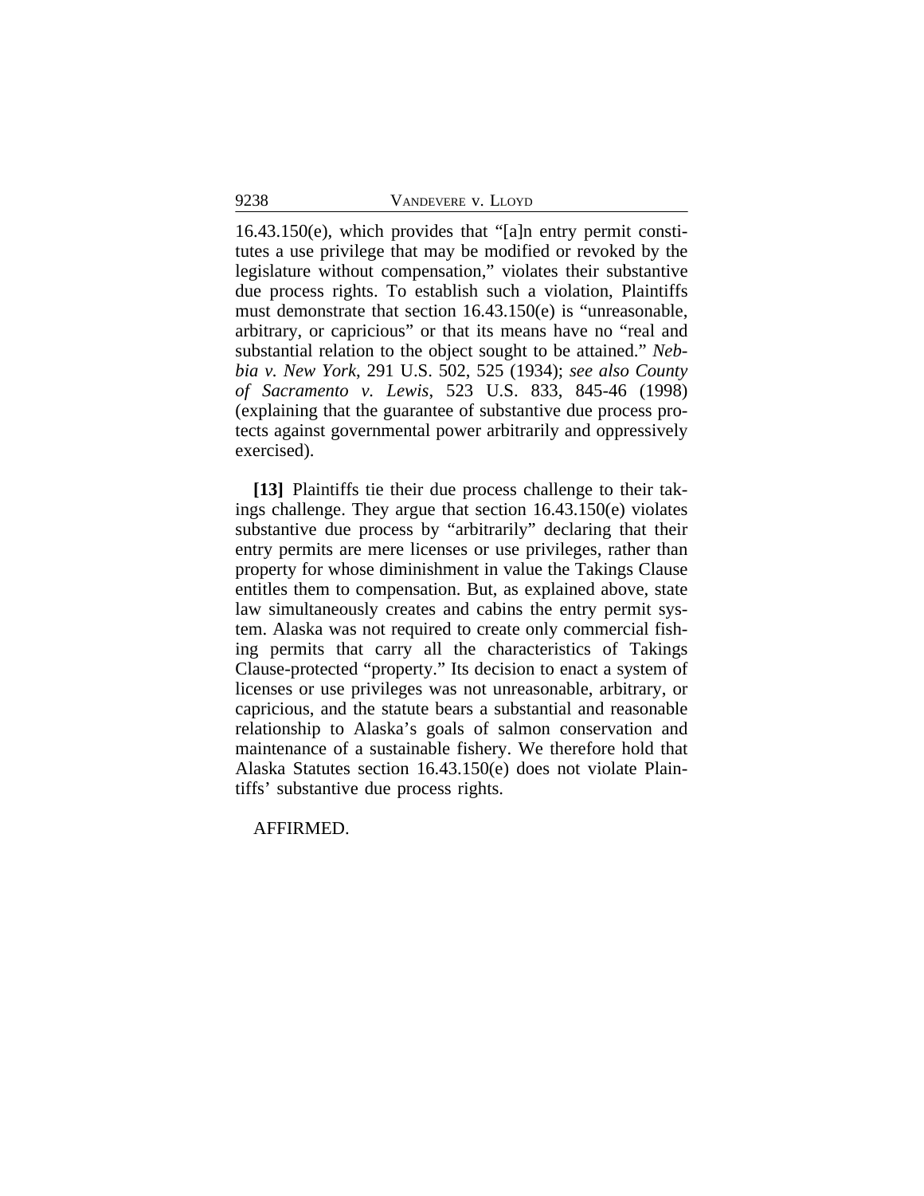16.43.150(e), which provides that "[a]n entry permit constitutes a use privilege that may be modified or revoked by the legislature without compensation," violates their substantive due process rights. To establish such a violation, Plaintiffs must demonstrate that section 16.43.150(e) is "unreasonable, arbitrary, or capricious" or that its means have no "real and substantial relation to the object sought to be attained." *Nebbia v. New York*, 291 U.S. 502, 525 (1934); *see also County of Sacramento v. Lewis*, 523 U.S. 833, 845-46 (1998) (explaining that the guarantee of substantive due process protects against governmental power arbitrarily and oppressively exercised).

**[13]** Plaintiffs tie their due process challenge to their takings challenge. They argue that section 16.43.150(e) violates substantive due process by "arbitrarily" declaring that their entry permits are mere licenses or use privileges, rather than property for whose diminishment in value the Takings Clause entitles them to compensation. But, as explained above, state law simultaneously creates and cabins the entry permit system. Alaska was not required to create only commercial fishing permits that carry all the characteristics of Takings Clause-protected "property." Its decision to enact a system of licenses or use privileges was not unreasonable, arbitrary, or capricious, and the statute bears a substantial and reasonable relationship to Alaska's goals of salmon conservation and maintenance of a sustainable fishery. We therefore hold that Alaska Statutes section 16.43.150(e) does not violate Plaintiffs' substantive due process rights.

AFFIRMED.